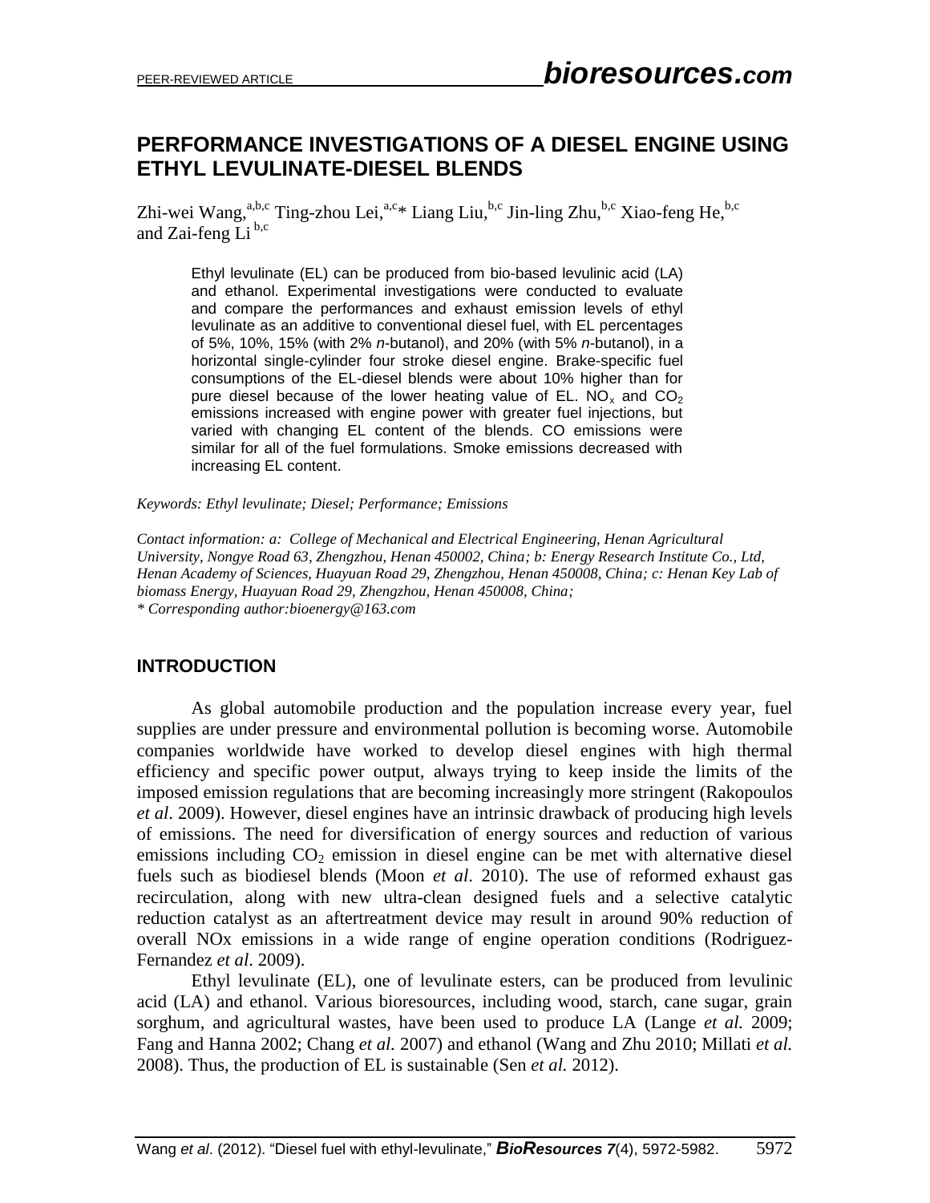# PERFORMANCE INVESTIGATIONS OF A DIESEL ENGINE USING ETHYL LEVULINATE-DIESEL BLENDS

Zhi-wei Wang,[a,b,c] Ting-zhou Lei,[a,c]* Liang Liu,[b,c] Jin-ling Zhu,[b,c] Xiao-feng He,[b,c] and Zai-feng Li [b,c]

Ethyl levulinate (EL) can be produced from bio-based levulinic acid (LA) and ethanol. Experimental investigations were conducted to evaluate and compare the performances and exhaust emission levels of ethyl levulinate as an additive to conventional diesel fuel, with EL percentages of 5%, 10%, 15% (with 2% *n*-butanol), and 20% (with 5% *n*-butanol), in a horizontal single-cylinder four stroke diesel engine. Brake-specific fuel consumptions of the EL-diesel blends were about 10% higher than for pure diesel because of the lower heating value of EL. $NO_x$ and $CO_2$ emissions increased with engine power with greater fuel injections, but varied with changing EL content of the blends. CO emissions were similar for all of the fuel formulations. Smoke emissions decreased with increasing EL content.

*Keywords: Ethyl levulinate; Diesel; Performance; Emissions*

*Contact information: a: College of Mechanical and Electrical Engineering, Henan Agricultural University, Nongye Road 63, Zhengzhou, Henan 450002, China; b: Energy Research Institute Co., Ltd, Henan Academy of Sciences, Huayuan Road 29, Zhengzhou, Henan 450008, China; c: Henan Key Lab of biomass Energy, Huayuan Road 29, Zhengzhou, Henan 450008, China;*
*\* Corresponding author:bioenergy@163.com*

## INTRODUCTION

As global automobile production and the population increase every year, fuel supplies are under pressure and environmental pollution is becoming worse. Automobile companies worldwide have worked to develop diesel engines with high thermal efficiency and specific power output, always trying to keep inside the limits of the imposed emission regulations that are becoming increasingly more stringent (Rakopoulos *et al*. 2009). However, diesel engines have an intrinsic drawback of producing high levels of emissions. The need for diversification of energy sources and reduction of various emissions including $CO_2$ emission in diesel engine can be met with alternative diesel fuels such as biodiesel blends (Moon *et al*. 2010). The use of reformed exhaust gas recirculation, along with new ultra-clean designed fuels and a selective catalytic reduction catalyst as an aftertreatment device may result in around 90% reduction of overall NOx emissions in a wide range of engine operation conditions (Rodriguez-Fernandez *et al*. 2009).

Ethyl levulinate (EL), one of levulinate esters, can be produced from levulinic acid (LA) and ethanol. Various bioresources, including wood, starch, cane sugar, grain sorghum, and agricultural wastes, have been used to produce LA (Lange *et al.* 2009; Fang and Hanna 2002; Chang *et al.* 2007) and ethanol (Wang and Zhu 2010; Millati *et al.* 2008). Thus, the production of EL is sustainable (Sen *et al.* 2012).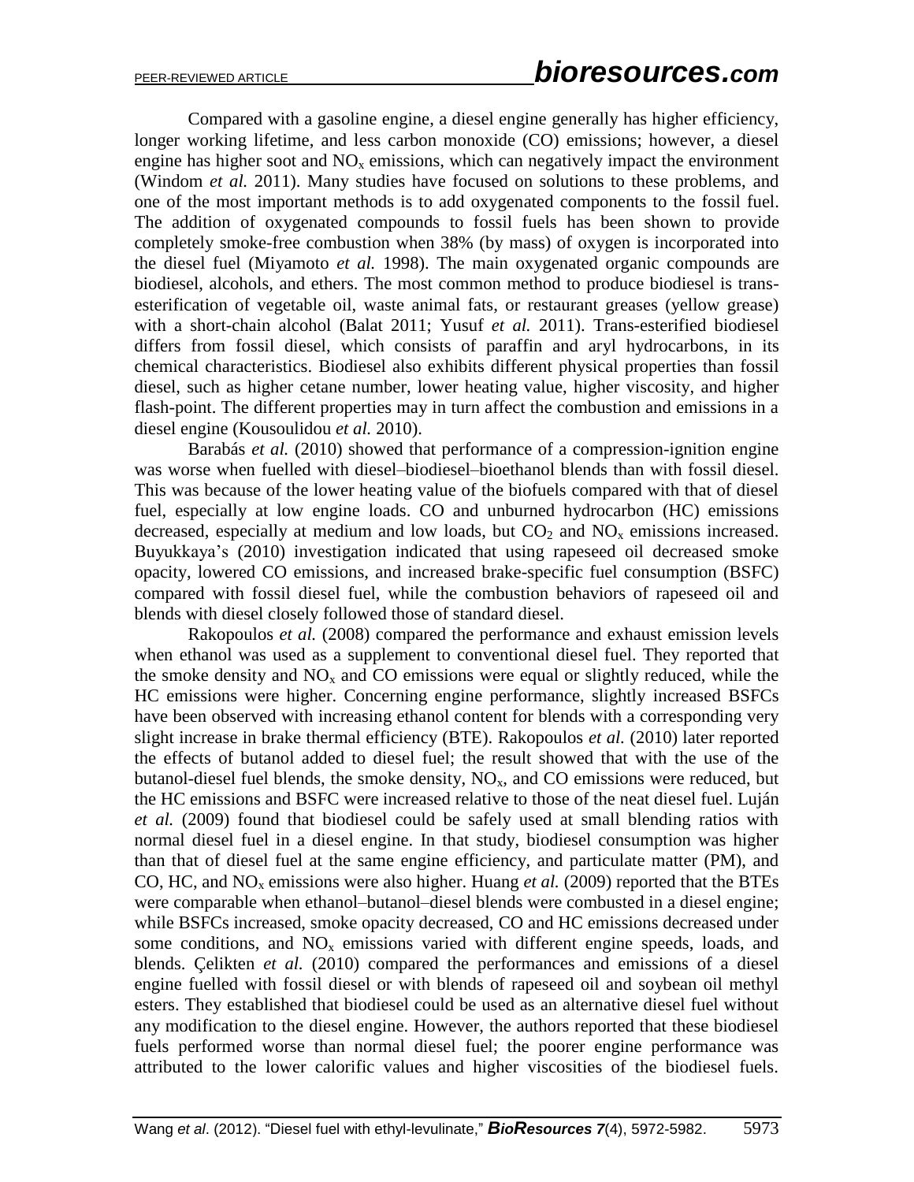Compared with a gasoline engine, a diesel engine generally has higher efficiency, longer working lifetime, and less carbon monoxide (CO) emissions; however, a diesel engine has higher soot and $NO_x$ emissions, which can negatively impact the environment (Windom *et al.* 2011). Many studies have focused on solutions to these problems, and one of the most important methods is to add oxygenated components to the fossil fuel. The addition of oxygenated compounds to fossil fuels has been shown to provide completely smoke-free combustion when 38% (by mass) of oxygen is incorporated into the diesel fuel (Miyamoto *et al.* 1998). The main oxygenated organic compounds are biodiesel, alcohols, and ethers. The most common method to produce biodiesel is trans-esterification of vegetable oil, waste animal fats, or restaurant greases (yellow grease) with a short-chain alcohol (Balat 2011; Yusuf *et al.* 2011). Trans-esterified biodiesel differs from fossil diesel, which consists of paraffin and aryl hydrocarbons, in its chemical characteristics. Biodiesel also exhibits different physical properties than fossil diesel, such as higher cetane number, lower heating value, higher viscosity, and higher flash-point. The different properties may in turn affect the combustion and emissions in a diesel engine (Kousoulidou *et al.* 2010).

Barabás *et al.* (2010) showed that performance of a compression-ignition engine was worse when fuelled with diesel–biodiesel–bioethanol blends than with fossil diesel. This was because of the lower heating value of the biofuels compared with that of diesel fuel, especially at low engine loads. CO and unburned hydrocarbon (HC) emissions decreased, especially at medium and low loads, but $CO_2$ and $NO_x$ emissions increased. Buyukkaya's (2010) investigation indicated that using rapeseed oil decreased smoke opacity, lowered CO emissions, and increased brake-specific fuel consumption (BSFC) compared with fossil diesel fuel, while the combustion behaviors of rapeseed oil and blends with diesel closely followed those of standard diesel.

Rakopoulos *et al.* (2008) compared the performance and exhaust emission levels when ethanol was used as a supplement to conventional diesel fuel. They reported that the smoke density and $NO_x$ and CO emissions were equal or slightly reduced, while the HC emissions were higher. Concerning engine performance, slightly increased BSFCs have been observed with increasing ethanol content for blends with a corresponding very slight increase in brake thermal efficiency (BTE). Rakopoulos *et al.* (2010) later reported the effects of butanol added to diesel fuel; the result showed that with the use of the butanol-diesel fuel blends, the smoke density, $NO_x$, and CO emissions were reduced, but the HC emissions and BSFC were increased relative to those of the neat diesel fuel. Luján *et al.* (2009) found that biodiesel could be safely used at small blending ratios with normal diesel fuel in a diesel engine. In that study, biodiesel consumption was higher than that of diesel fuel at the same engine efficiency, and particulate matter (PM), and CO, HC, and $NO_x$ emissions were also higher. Huang *et al.* (2009) reported that the BTEs were comparable when ethanol–butanol–diesel blends were combusted in a diesel engine; while BSFCs increased, smoke opacity decreased, CO and HC emissions decreased under some conditions, and $NO_x$ emissions varied with different engine speeds, loads, and blends. Çelikten *et al.* (2010) compared the performances and emissions of a diesel engine fuelled with fossil diesel or with blends of rapeseed oil and soybean oil methyl esters. They established that biodiesel could be used as an alternative diesel fuel without any modification to the diesel engine. However, the authors reported that these biodiesel fuels performed worse than normal diesel fuel; the poorer engine performance was attributed to the lower calorific values and higher viscosities of the biodiesel fuels.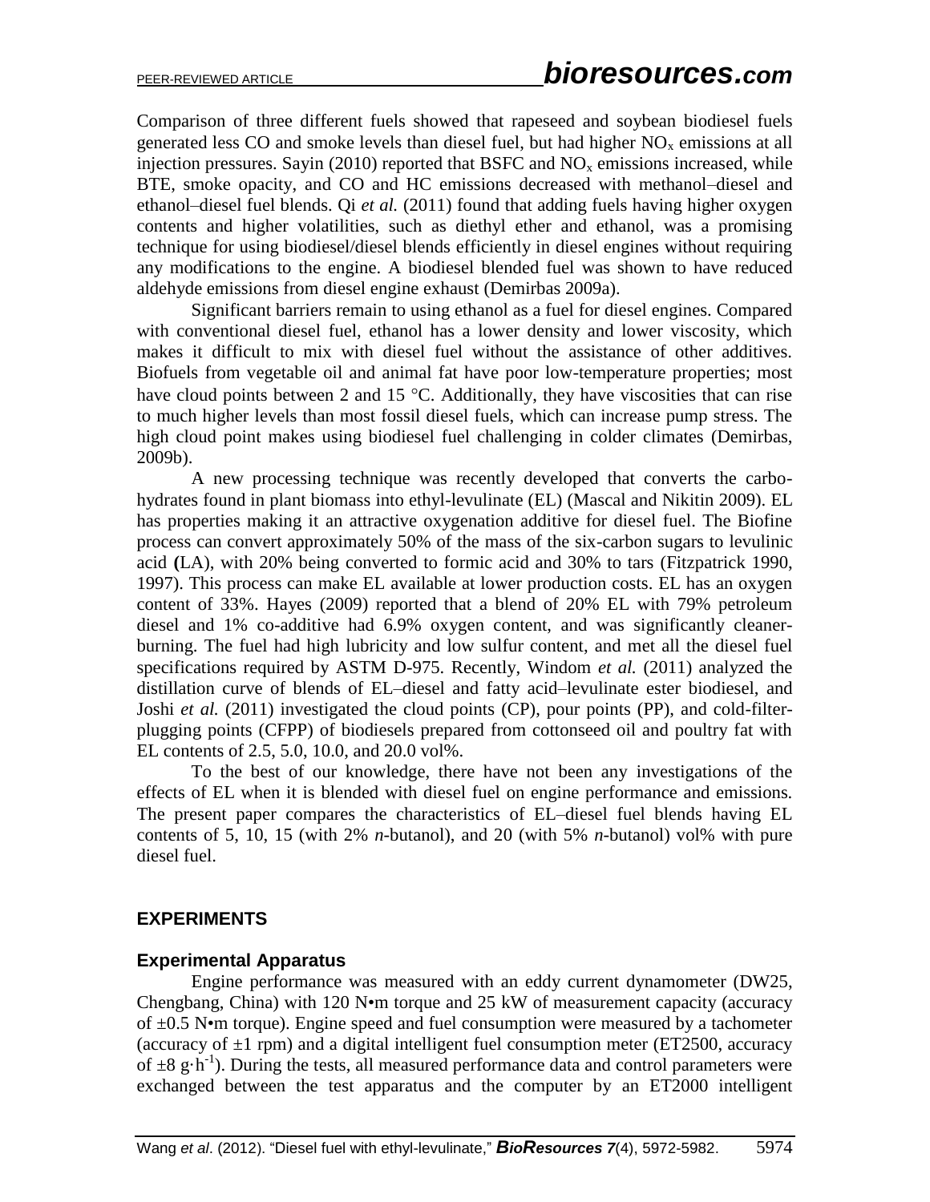Comparison of three different fuels showed that rapeseed and soybean biodiesel fuels generated less CO and smoke levels than diesel fuel, but had higher $NO_x$ emissions at all injection pressures. Sayin (2010) reported that BSFC and $NO_x$ emissions increased, while BTE, smoke opacity, and CO and HC emissions decreased with methanol–diesel and ethanol–diesel fuel blends. Qi *et al.* (2011) found that adding fuels having higher oxygen contents and higher volatilities, such as diethyl ether and ethanol, was a promising technique for using biodiesel/diesel blends efficiently in diesel engines without requiring any modifications to the engine. A biodiesel blended fuel was shown to have reduced aldehyde emissions from diesel engine exhaust (Demirbas 2009a).

Significant barriers remain to using ethanol as a fuel for diesel engines. Compared with conventional diesel fuel, ethanol has a lower density and lower viscosity, which makes it difficult to mix with diesel fuel without the assistance of other additives. Biofuels from vegetable oil and animal fat have poor low-temperature properties; most have cloud points between 2 and 15 °C. Additionally, they have viscosities that can rise to much higher levels than most fossil diesel fuels, which can increase pump stress. The high cloud point makes using biodiesel fuel challenging in colder climates (Demirbas, 2009b).

A new processing technique was recently developed that converts the carbohydrates found in plant biomass into ethyl-levulinate (EL) (Mascal and Nikitin 2009). EL has properties making it an attractive oxygenation additive for diesel fuel. The Biofine process can convert approximately 50% of the mass of the six-carbon sugars to levulinic acid **(**LA), with 20% being converted to formic acid and 30% to tars (Fitzpatrick 1990, 1997). This process can make EL available at lower production costs. EL has an oxygen content of 33%. Hayes (2009) reported that a blend of 20% EL with 79% petroleum diesel and 1% co-additive had 6.9% oxygen content, and was significantly cleaner-burning. The fuel had high lubricity and low sulfur content, and met all the diesel fuel specifications required by ASTM D-975. Recently, Windom *et al.* (2011) analyzed the distillation curve of blends of EL–diesel and fatty acid–levulinate ester biodiesel, and Joshi *et al.* (2011) investigated the cloud points (CP), pour points (PP), and cold-filter-plugging points (CFPP) of biodiesels prepared from cottonseed oil and poultry fat with EL contents of 2.5, 5.0, 10.0, and 20.0 vol%.

To the best of our knowledge, there have not been any investigations of the effects of EL when it is blended with diesel fuel on engine performance and emissions. The present paper compares the characteristics of EL–diesel fuel blends having EL contents of 5, 10, 15 (with 2% *n*-butanol), and 20 (with 5% *n*-butanol) vol% with pure diesel fuel.

## EXPERIMENTS

### Experimental Apparatus

Engine performance was measured with an eddy current dynamometer (DW25, Chengbang, China) with 120 N•m torque and 25 kW of measurement capacity (accuracy of ±0.5 N•m torque). Engine speed and fuel consumption were measured by a tachometer (accuracy of ±1 rpm) and a digital intelligent fuel consumption meter (ET2500, accuracy of ±8 $g \cdot h^{-1}$). During the tests, all measured performance data and control parameters were exchanged between the test apparatus and the computer by an ET2000 intelligent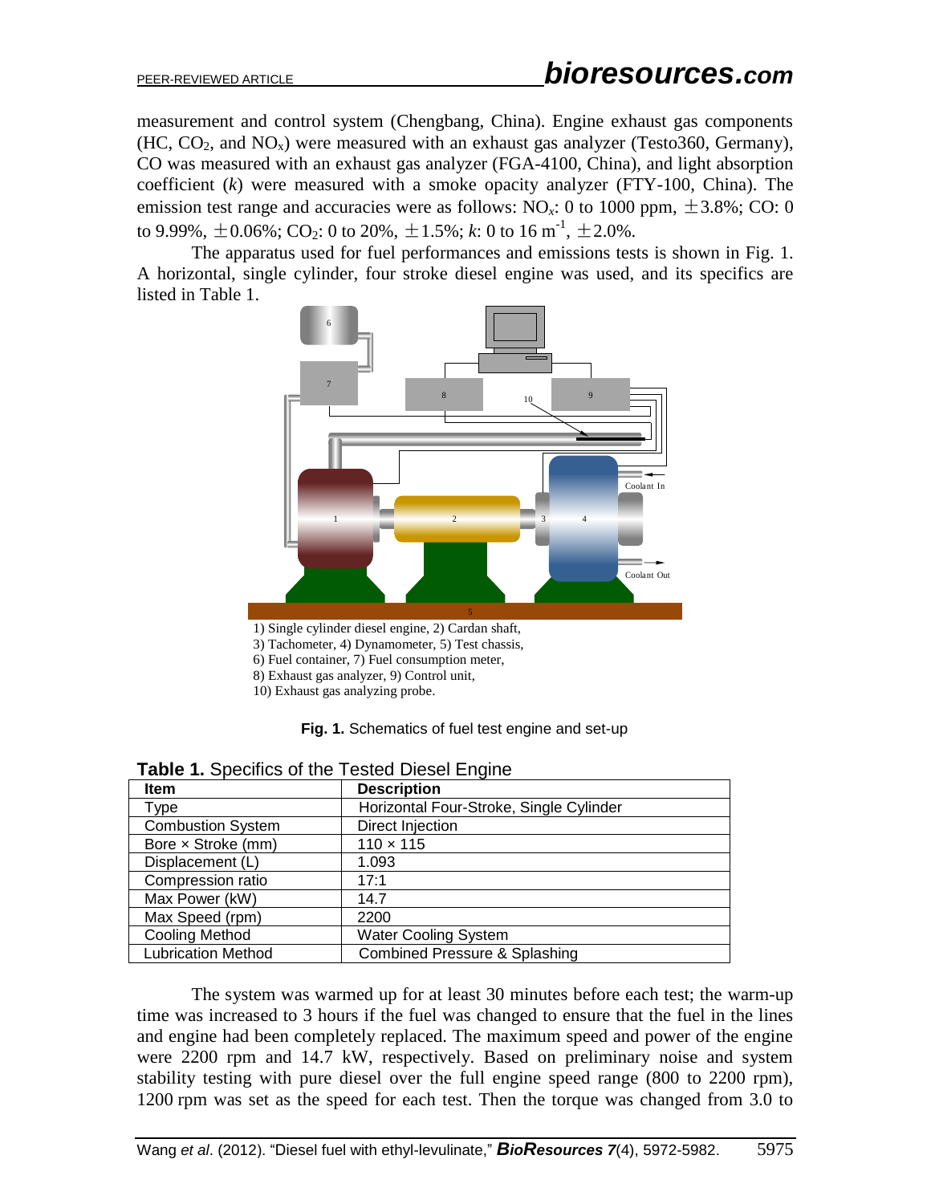measurement and control system (Chengbang, China). Engine exhaust gas components (HC, $CO_2$, and $NO_x$) were measured with an exhaust gas analyzer (Testo360, Germany), CO was measured with an exhaust gas analyzer (FGA-4100, China), and light absorption coefficient ($k$) were measured with a smoke opacity analyzer (FTY-100, China). The emission test range and accuracies were as follows: $NO_x$: 0 to 1000 ppm, ±3.8%; CO: 0 to 9.99%, ±0.06%; $CO_2$: 0 to 20%, ±1.5%; $k$: 0 to 16 $m^{-1}$, ±2.0%.

The apparatus used for fuel performances and emissions tests is shown in Fig. 1. A horizontal, single cylinder, four stroke diesel engine was used, and its specifics are listed in Table 1.

1) Single cylinder diesel engine, 2) Cardan shaft,
3) Tachometer, 4) Dynamometer, 5) Test chassis,
6) Fuel container, 7) Fuel consumption meter,
8) Exhaust gas analyzer, 9) Control unit,
10) Exhaust gas analyzing probe.

**Fig. 1.** Schematics of fuel test engine and set-up

**Table 1.** Specifics of the Tested Diesel Engine

| Item | Description |
|---|---|
| Type | Horizontal Four-Stroke, Single Cylinder |
| Combustion System | Direct Injection |
| Bore × Stroke (mm) | 110 × 115 |
| Displacement (L) | 1.093 |
| Compression ratio | 17:1 |
| Max Power (kW) | 14.7 |
| Max Speed (rpm) | 2200 |
| Cooling Method | Water Cooling System |
| Lubrication Method | Combined Pressure & Splashing |

The system was warmed up for at least 30 minutes before each test; the warm-up time was increased to 3 hours if the fuel was changed to ensure that the fuel in the lines and engine had been completely replaced. The maximum speed and power of the engine were 2200 rpm and 14.7 kW, respectively. Based on preliminary noise and system stability testing with pure diesel over the full engine speed range (800 to 2200 rpm), 1200 rpm was set as the speed for each test. Then the torque was changed from 3.0 to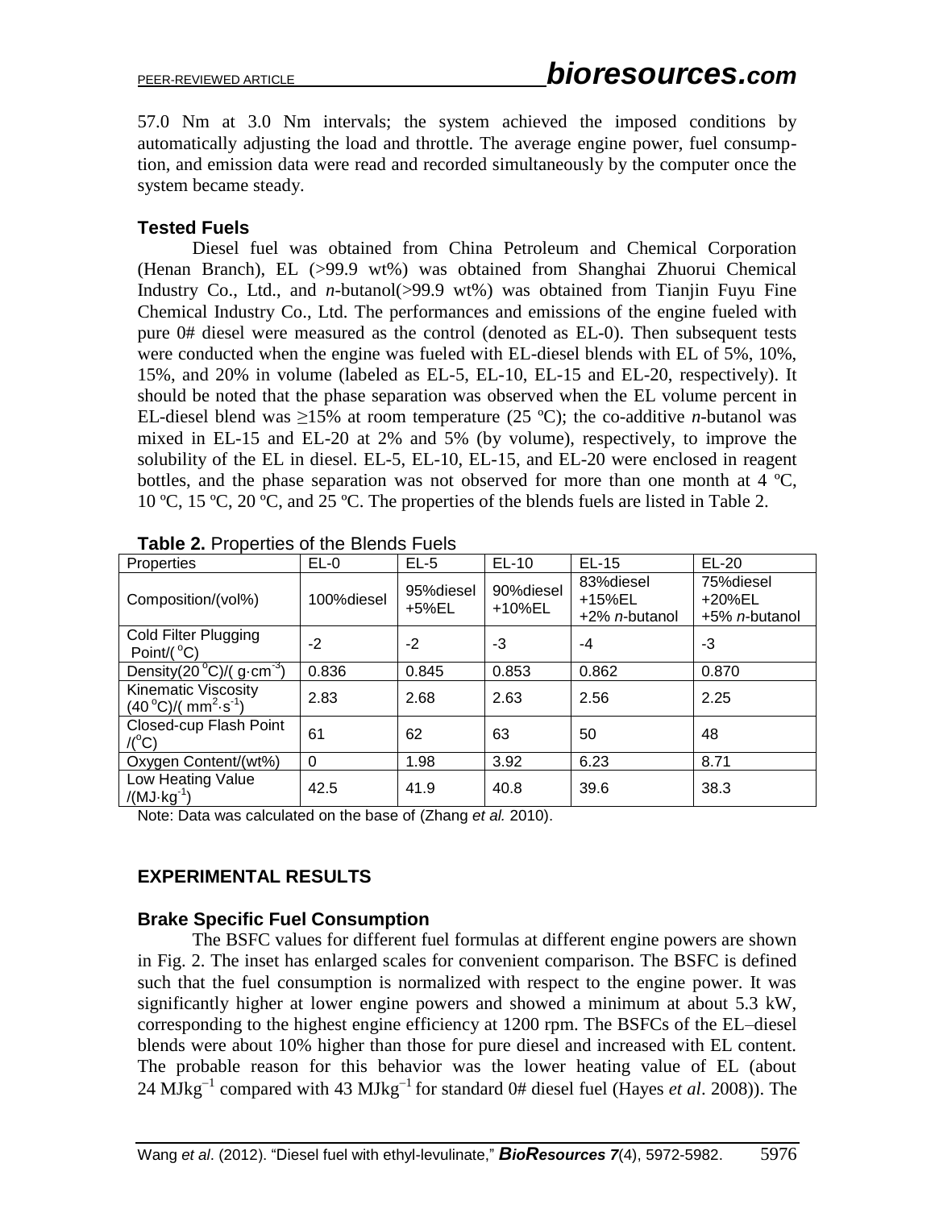57.0 Nm at 3.0 Nm intervals; the system achieved the imposed conditions by automatically adjusting the load and throttle. The average engine power, fuel consumption, and emission data were read and recorded simultaneously by the computer once the system became steady.

### Tested Fuels

Diesel fuel was obtained from China Petroleum and Chemical Corporation (Henan Branch), EL (>99.9 wt%) was obtained from Shanghai Zhuorui Chemical Industry Co., Ltd., and *n*-butanol(>99.9 wt%) was obtained from Tianjin Fuyu Fine Chemical Industry Co., Ltd. The performances and emissions of the engine fueled with pure 0# diesel were measured as the control (denoted as EL-0). Then subsequent tests were conducted when the engine was fueled with EL-diesel blends with EL of 5%, 10%, 15%, and 20% in volume (labeled as EL-5, EL-10, EL-15 and EL-20, respectively). It should be noted that the phase separation was observed when the EL volume percent in EL-diesel blend was ≥15% at room temperature (25 ºC); the co-additive *n*-butanol was mixed in EL-15 and EL-20 at 2% and 5% (by volume), respectively, to improve the solubility of the EL in diesel. EL-5, EL-10, EL-15, and EL-20 were enclosed in reagent bottles, and the phase separation was not observed for more than one month at 4 ºC, 10 ºC, 15 ºC, 20 ºC, and 25 ºC. The properties of the blends fuels are listed in Table 2.

**Table 2.** Properties of the Blends Fuels

| Properties | EL-0 | EL-5 | EL-10 | EL-15 | EL-20 |
|---|---|---|---|---|---|
| Composition/(vol%) | 100%diesel | 95%diesel +5%EL | 90%diesel +10%EL | 83%diesel +15%EL +2% *n*-butanol | 75%diesel +20%EL +5% *n*-butanol |
| Cold Filter Plugging Point/(°C) | -2 | -2 | -3 | -4 | -3 |
| Density(20 °C)/( $g\cdot cm^{-3}$) | 0.836 | 0.845 | 0.853 | 0.862 | 0.870 |
| Kinematic Viscosity (40 °C)/( $mm^2\cdot s^{-1}$) | 2.83 | 2.68 | 2.63 | 2.56 | 2.25 |
| Closed-cup Flash Point /(°C) | 61 | 62 | 63 | 50 | 48 |
| Oxygen Content/(wt%) | 0 | 1.98 | 3.92 | 6.23 | 8.71 |
| Low Heating Value /($MJ\cdot kg^{-1}$) | 42.5 | 41.9 | 40.8 | 39.6 | 38.3 |

Note: Data was calculated on the base of (Zhang *et al.* 2010).

## EXPERIMENTAL RESULTS

### Brake Specific Fuel Consumption

The BSFC values for different fuel formulas at different engine powers are shown in Fig. 2. The inset has enlarged scales for convenient comparison. The BSFC is defined such that the fuel consumption is normalized with respect to the engine power. It was significantly higher at lower engine powers and showed a minimum at about 5.3 kW, corresponding to the highest engine efficiency at 1200 rpm. The BSFCs of the EL–diesel blends were about 10% higher than those for pure diesel and increased with EL content. The probable reason for this behavior was the lower heating value of EL (about 24 $MJkg^{-1}$ compared with 43 $MJkg^{-1}$ for standard 0# diesel fuel (Hayes *et al*. 2008)). The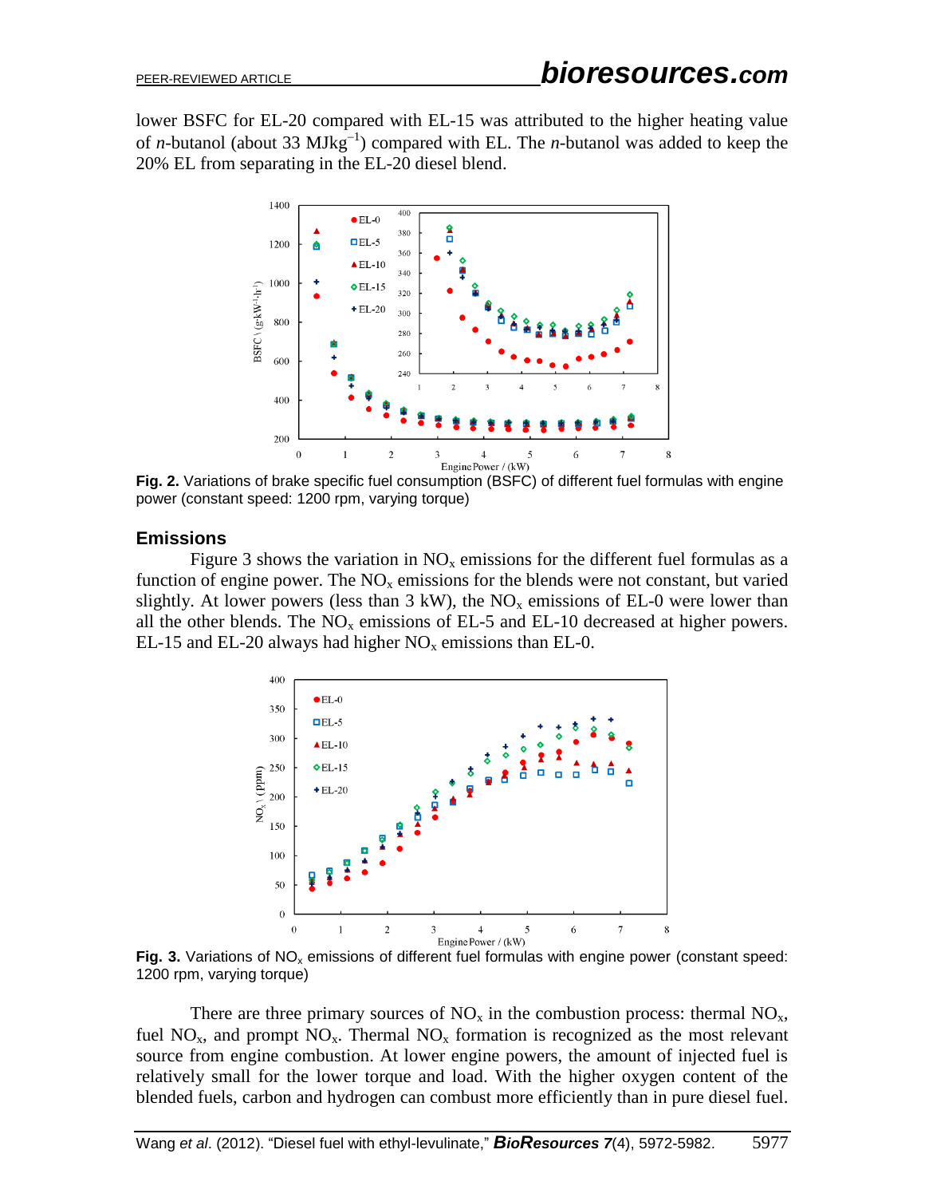lower BSFC for EL-20 compared with EL-15 was attributed to the higher heating value of *n*-butanol (about 33 $MJkg^{-1}$) compared with EL. The *n*-butanol was added to keep the 20% EL from separating in the EL-20 diesel blend.

**Fig. 2.** Variations of brake specific fuel consumption (BSFC) of different fuel formulas with engine power (constant speed: 1200 rpm, varying torque)

## Emissions

Figure 3 shows the variation in $NO_x$ emissions for the different fuel formulas as a function of engine power. The $NO_x$ emissions for the blends were not constant, but varied slightly. At lower powers (less than 3 kW), the $NO_x$ emissions of EL-0 were lower than all the other blends. The $NO_x$ emissions of EL-5 and EL-10 decreased at higher powers. EL-15 and EL-20 always had higher $NO_x$ emissions than EL-0.

**Fig. 3.** Variations of $NO_x$ emissions of different fuel formulas with engine power (constant speed: 1200 rpm, varying torque)

There are three primary sources of $NO_x$ in the combustion process: thermal $NO_x$, fuel $NO_x$, and prompt $NO_x$. Thermal $NO_x$ formation is recognized as the most relevant source from engine combustion. At lower engine powers, the amount of injected fuel is relatively small for the lower torque and load. With the higher oxygen content of the blended fuels, carbon and hydrogen can combust more efficiently than in pure diesel fuel.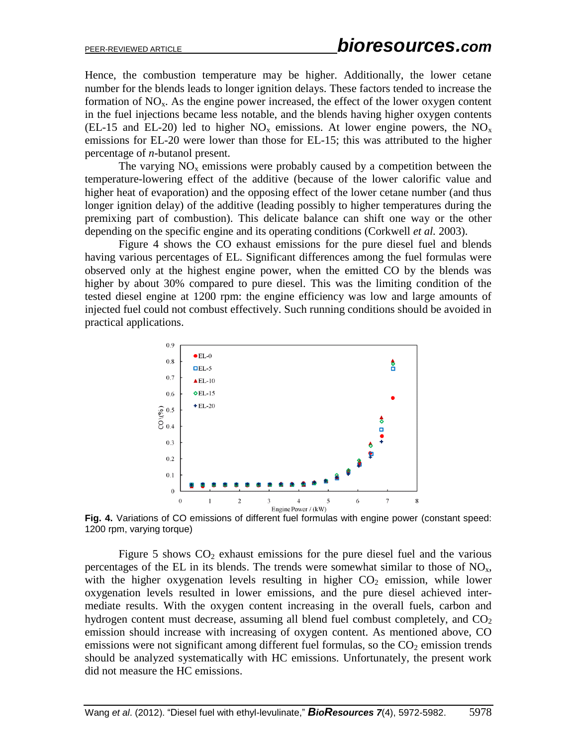Hence, the combustion temperature may be higher. Additionally, the lower cetane number for the blends leads to longer ignition delays. These factors tended to increase the formation of $NO_x$. As the engine power increased, the effect of the lower oxygen content in the fuel injections became less notable, and the blends having higher oxygen contents (EL-15 and EL-20) led to higher $NO_x$ emissions. At lower engine powers, the $NO_x$ emissions for EL-20 were lower than those for EL-15; this was attributed to the higher percentage of *n*-butanol present.

The varying $NO_x$ emissions were probably caused by a competition between the temperature-lowering effect of the additive (because of the lower calorific value and higher heat of evaporation) and the opposing effect of the lower cetane number (and thus longer ignition delay) of the additive (leading possibly to higher temperatures during the premixing part of combustion). This delicate balance can shift one way or the other depending on the specific engine and its operating conditions (Corkwell *et al.* 2003).

Figure 4 shows the CO exhaust emissions for the pure diesel fuel and blends having various percentages of EL. Significant differences among the fuel formulas were observed only at the highest engine power, when the emitted CO by the blends was higher by about 30% compared to pure diesel. This was the limiting condition of the tested diesel engine at 1200 rpm: the engine efficiency was low and large amounts of injected fuel could not combust effectively. Such running conditions should be avoided in practical applications.

**Fig. 4.** Variations of CO emissions of different fuel formulas with engine power (constant speed: 1200 rpm, varying torque)

Figure 5 shows $CO_2$ exhaust emissions for the pure diesel fuel and the various percentages of the EL in its blends. The trends were somewhat similar to those of $NO_x$, with the higher oxygenation levels resulting in higher $CO_2$ emission, while lower oxygenation levels resulted in lower emissions, and the pure diesel achieved inter-mediate results. With the oxygen content increasing in the overall fuels, carbon and hydrogen content must decrease, assuming all blend fuel combust completely, and $CO_2$ emission should increase with increasing of oxygen content. As mentioned above, CO emissions were not significant among different fuel formulas, so the $CO_2$ emission trends should be analyzed systematically with HC emissions. Unfortunately, the present work did not measure the HC emissions.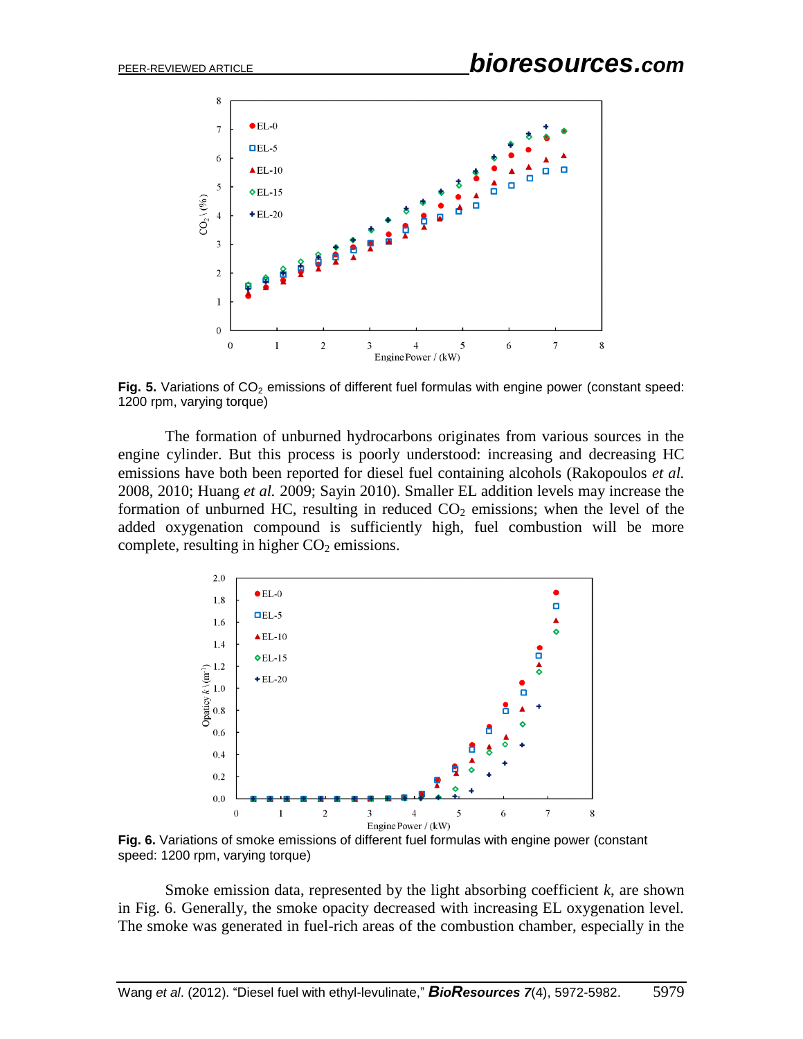**Fig. 5.** Variations of $CO_2$ emissions of different fuel formulas with engine power (constant speed: 1200 rpm, varying torque)

The formation of unburned hydrocarbons originates from various sources in the engine cylinder. But this process is poorly understood: increasing and decreasing HC emissions have both been reported for diesel fuel containing alcohols (Rakopoulos *et al.* 2008, 2010; Huang *et al.* 2009; Sayin 2010). Smaller EL addition levels may increase the formation of unburned HC, resulting in reduced $CO_2$ emissions; when the level of the added oxygenation compound is sufficiently high, fuel combustion will be more complete, resulting in higher $CO_2$ emissions.

**Fig. 6.** Variations of smoke emissions of different fuel formulas with engine power (constant speed: 1200 rpm, varying torque)

Smoke emission data, represented by the light absorbing coefficient *k*, are shown in Fig. 6. Generally, the smoke opacity decreased with increasing EL oxygenation level. The smoke was generated in fuel-rich areas of the combustion chamber, especially in the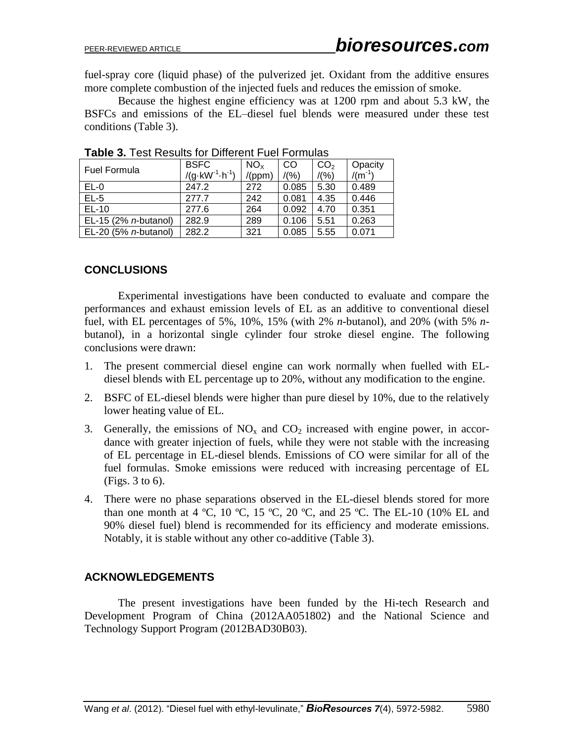fuel-spray core (liquid phase) of the pulverized jet. Oxidant from the additive ensures more complete combustion of the injected fuels and reduces the emission of smoke.

Because the highest engine efficiency was at 1200 rpm and about 5.3 kW, the BSFCs and emissions of the EL–diesel fuel blends were measured under these test conditions (Table 3).

**Table 3.** Test Results for Different Fuel Formulas

| Fuel Formula | BSFC $/(g \cdot kW^{-1} \cdot h^{-1})$ | $NO_X$ /(ppm) | CO /(%) | $CO_2$ /(%) | Opacity $/(m^{-1})$ |
|---|---|---|---|---|---|
| EL-0 | 247.2 | 272 | 0.085 | 5.30 | 0.489 |
| EL-5 | 277.7 | 242 | 0.081 | 4.35 | 0.446 |
| EL-10 | 277.6 | 264 | 0.092 | 4.70 | 0.351 |
| EL-15 (2% *n*-butanol) | 282.9 | 289 | 0.106 | 5.51 | 0.263 |
| EL-20 (5% *n*-butanol) | 282.2 | 321 | 0.085 | 5.55 | 0.071 |

## CONCLUSIONS

Experimental investigations have been conducted to evaluate and compare the performances and exhaust emission levels of EL as an additive to conventional diesel fuel, with EL percentages of 5%, 10%, 15% (with 2% *n*-butanol), and 20% (with 5% *n*-butanol), in a horizontal single cylinder four stroke diesel engine. The following conclusions were drawn:

1. The present commercial diesel engine can work normally when fuelled with EL-diesel blends with EL percentage up to 20%, without any modification to the engine.
2. BSFC of EL-diesel blends were higher than pure diesel by 10%, due to the relatively lower heating value of EL.
3. Generally, the emissions of $NO_x$ and $CO_2$ increased with engine power, in accordance with greater injection of fuels, while they were not stable with the increasing of EL percentage in EL-diesel blends. Emissions of CO were similar for all of the fuel formulas. Smoke emissions were reduced with increasing percentage of EL (Figs. 3 to 6).
4. There were no phase separations observed in the EL-diesel blends stored for more than one month at 4 ºC, 10 ºC, 15 ºC, 20 ºC, and 25 ºC. The EL-10 (10% EL and 90% diesel fuel) blend is recommended for its efficiency and moderate emissions. Notably, it is stable without any other co-additive (Table 3).

## ACKNOWLEDGEMENTS

The present investigations have been funded by the Hi-tech Research and Development Program of China (2012AA051802) and the National Science and Technology Support Program (2012BAD30B03).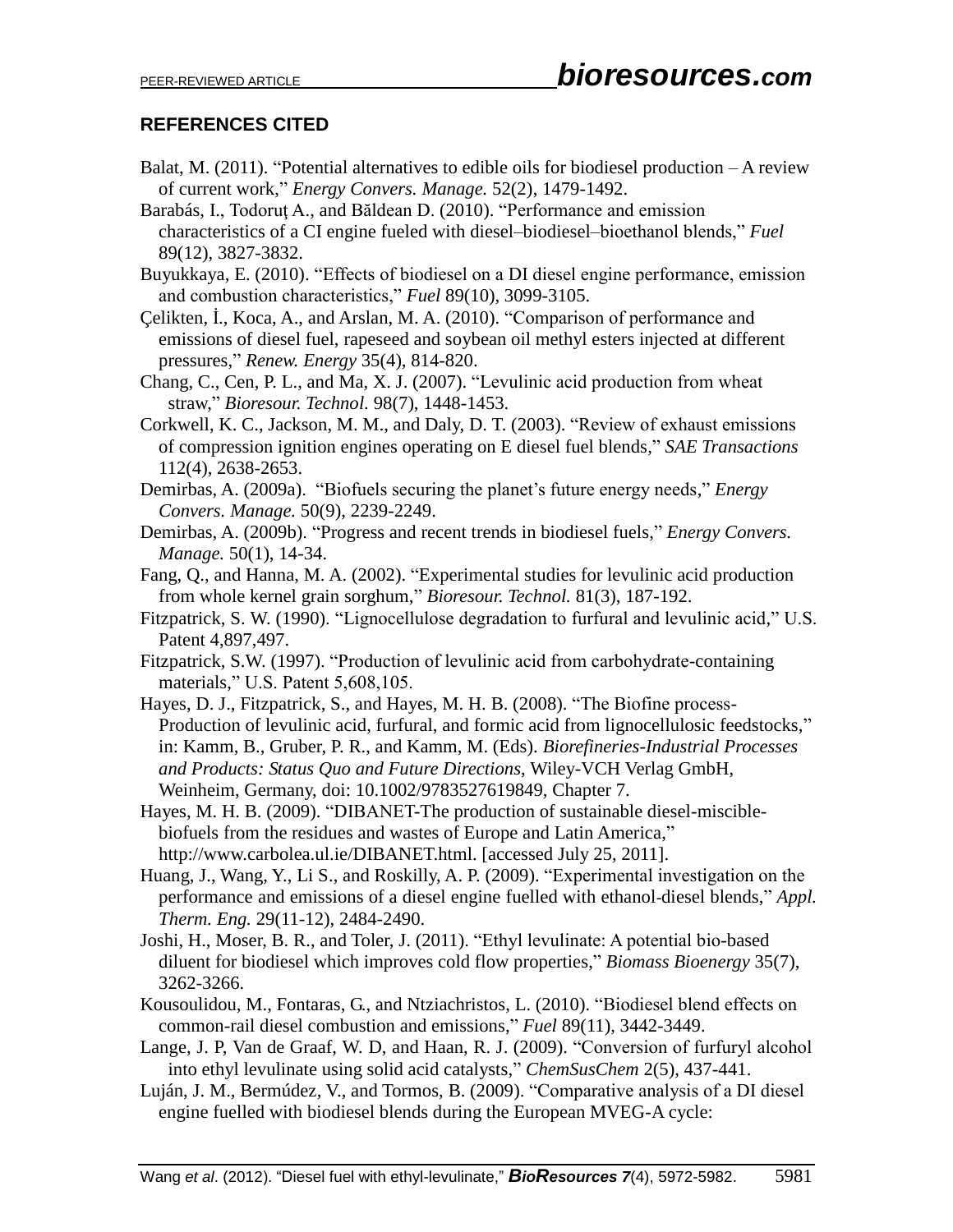## REFERENCES CITED

Balat, M. (2011). "Potential alternatives to edible oils for biodiesel production – A review of current work," *Energy Convers. Manage.* 52(2), 1479-1492.

Barabás, I., Todoruț A., and Băldean D. (2010). "Performance and emission characteristics of a CI engine fueled with diesel–biodiesel–bioethanol blends," *Fuel* 89(12), 3827-3832.

Buyukkaya, E. (2010). "Effects of biodiesel on a DI diesel engine performance, emission and combustion characteristics," *Fuel* 89(10), 3099-3105.

Çelikten, İ., Koca, A., and Arslan, M. A. (2010). "Comparison of performance and emissions of diesel fuel, rapeseed and soybean oil methyl esters injected at different pressures," *Renew. Energy* 35(4), 814-820.

Chang, C., Cen, P. L., and Ma, X. J. (2007). "Levulinic acid production from wheat straw," *Bioresour. Technol*. 98(7), 1448-1453.

Corkwell, K. C., Jackson, M. M., and Daly, D. T. (2003). "Review of exhaust emissions of compression ignition engines operating on E diesel fuel blends," *SAE Transactions* 112(4), 2638-2653.

Demirbas, A. (2009a). "Biofuels securing the planet's future energy needs," *Energy Convers. Manage.* 50(9), 2239-2249.

Demirbas, A. (2009b). "Progress and recent trends in biodiesel fuels," *Energy Convers. Manage.* 50(1), 14-34.

Fang, Q., and Hanna, M. A. (2002). "Experimental studies for levulinic acid production from whole kernel grain sorghum," *Bioresour. Technol.* 81(3), 187-192.

Fitzpatrick, S. W. (1990). "Lignocellulose degradation to furfural and levulinic acid," U.S. Patent 4,897,497.

Fitzpatrick, S.W. (1997). "Production of levulinic acid from carbohydrate-containing materials," U.S. Patent 5,608,105.

Hayes, D. J., Fitzpatrick, S., and Hayes, M. H. B. (2008). "The Biofine process-Production of levulinic acid, furfural, and formic acid from lignocellulosic feedstocks," in: Kamm, B., Gruber, P. R., and Kamm, M. (Eds). *Biorefineries-Industrial Processes and Products: Status Quo and Future Directions*, Wiley-VCH Verlag GmbH, Weinheim, Germany, doi: 10.1002/9783527619849, Chapter 7.

Hayes, M. H. B. (2009). "DIBANET-The production of sustainable diesel-miscible-biofuels from the residues and wastes of Europe and Latin America," http://www.carbolea.ul.ie/DIBANET.html. [accessed July 25, 2011].

Huang, J., Wang, Y., Li S., and Roskilly, A. P. (2009). "Experimental investigation on the performance and emissions of a diesel engine fuelled with ethanol-diesel blends," *Appl. Therm. Eng.* 29(11-12), 2484-2490.

Joshi, H., Moser, B. R., and Toler, J. (2011). "Ethyl levulinate: A potential bio-based diluent for biodiesel which improves cold flow properties," *Biomass Bioenergy* 35(7), 3262-3266.

Kousoulidou, M., Fontaras, G., and Ntziachristos, L. (2010). "Biodiesel blend effects on common-rail diesel combustion and emissions," *Fuel* 89(11), 3442-3449.

Lange, J. P, Van de Graaf, W. D, and Haan, R. J. (2009). "Conversion of furfuryl alcohol into ethyl levulinate using solid acid catalysts," *ChemSusChem* 2(5), 437-441.

Luján, J. M., Bermúdez, V., and Tormos, B. (2009). "Comparative analysis of a DI diesel engine fuelled with biodiesel blends during the European MVEG-A cycle: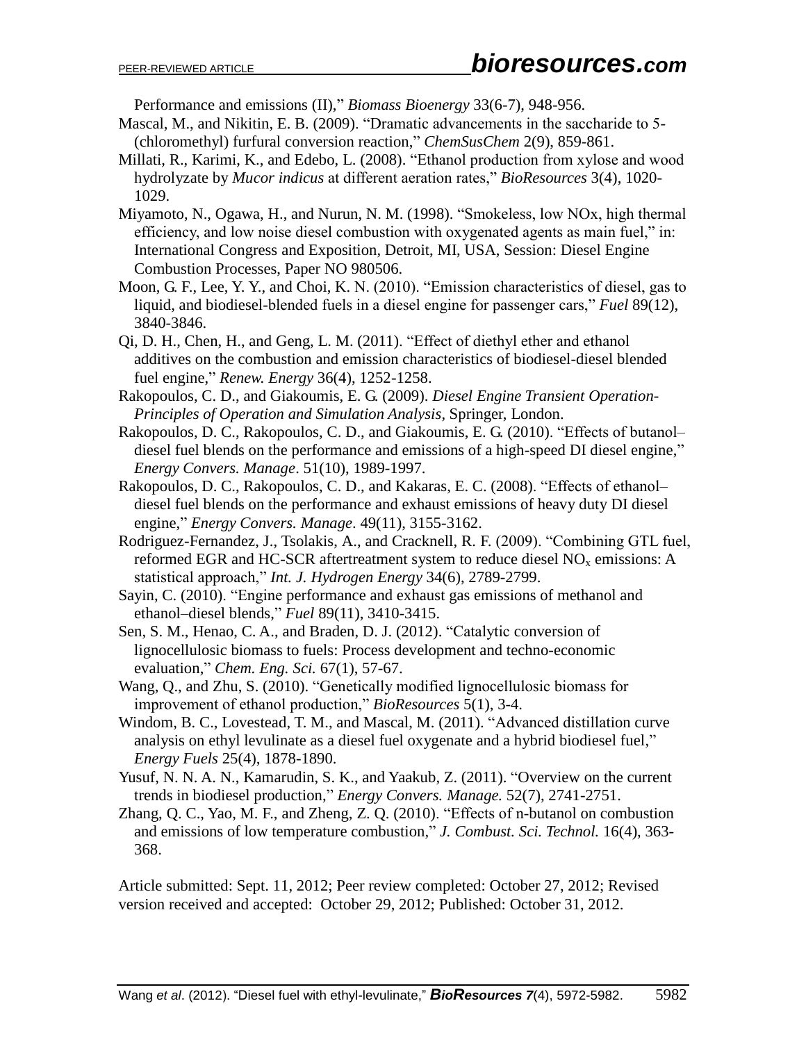Performance and emissions (II)," *Biomass Bioenergy* 33(6-7), 948-956.

Mascal, M., and Nikitin, E. B. (2009). "Dramatic advancements in the saccharide to 5-(chloromethyl) furfural conversion reaction," *ChemSusChem* 2(9), 859-861.

Millati, R., Karimi, K., and Edebo, L. (2008). "Ethanol production from xylose and wood hydrolyzate by *Mucor indicus* at different aeration rates," *BioResources* 3(4), 1020-1029.

Miyamoto, N., Ogawa, H., and Nurun, N. M. (1998). "Smokeless, low NOx, high thermal efficiency, and low noise diesel combustion with oxygenated agents as main fuel," in: International Congress and Exposition, Detroit, MI, USA, Session: Diesel Engine Combustion Processes, Paper NO 980506.

Moon, G. F., Lee, Y. Y., and Choi, K. N. (2010). "Emission characteristics of diesel, gas to liquid, and biodiesel-blended fuels in a diesel engine for passenger cars," *Fuel* 89(12), 3840-3846.

Qi, D. H., Chen, H., and Geng, L. M. (2011). "Effect of diethyl ether and ethanol additives on the combustion and emission characteristics of biodiesel-diesel blended fuel engine," *Renew. Energy* 36(4), 1252-1258.

Rakopoulos, C. D., and Giakoumis, E. G. (2009). *Diesel Engine Transient Operation-Principles of Operation and Simulation Analysis*, Springer, London.

Rakopoulos, D. C., Rakopoulos, C. D., and Giakoumis, E. G. (2010). "Effects of butanol–diesel fuel blends on the performance and emissions of a high-speed DI diesel engine," *Energy Convers. Manage*. 51(10), 1989-1997.

Rakopoulos, D. C., Rakopoulos, C. D., and Kakaras, E. C. (2008). "Effects of ethanol–diesel fuel blends on the performance and exhaust emissions of heavy duty DI diesel engine," *Energy Convers. Manage*. 49(11), 3155-3162.

Rodriguez-Fernandez, J., Tsolakis, A., and Cracknell, R. F. (2009). "Combining GTL fuel, reformed EGR and HC-SCR aftertreatment system to reduce diesel $NO_x$ emissions: A statistical approach," *Int. J. Hydrogen Energy* 34(6), 2789-2799.

Sayin, C. (2010). "Engine performance and exhaust gas emissions of methanol and ethanol–diesel blends," *Fuel* 89(11), 3410-3415.

Sen, S. M., Henao, C. A., and Braden, D. J. (2012). "Catalytic conversion of lignocellulosic biomass to fuels: Process development and techno-economic evaluation," *Chem. Eng. Sci.* 67(1), 57-67.

Wang, Q., and Zhu, S. (2010). "Genetically modified lignocellulosic biomass for improvement of ethanol production," *BioResources* 5(1), 3-4.

Windom, B. C., Lovestead, T. M., and Mascal, M. (2011). "Advanced distillation curve analysis on ethyl levulinate as a diesel fuel oxygenate and a hybrid biodiesel fuel," *Energy Fuels* 25(4), 1878-1890.

Yusuf, N. N. A. N., Kamarudin, S. K., and Yaakub, Z. (2011). "Overview on the current trends in biodiesel production," *Energy Convers. Manage.* 52(7), 2741-2751.

Zhang, Q. C., Yao, M. F., and Zheng, Z. Q. (2010). "Effects of n-butanol on combustion and emissions of low temperature combustion," *J. Combust. Sci. Technol.* 16(4), 363-368.

Article submitted: Sept. 11, 2012; Peer review completed: October 27, 2012; Revised version received and accepted: October 29, 2012; Published: October 31, 2012.